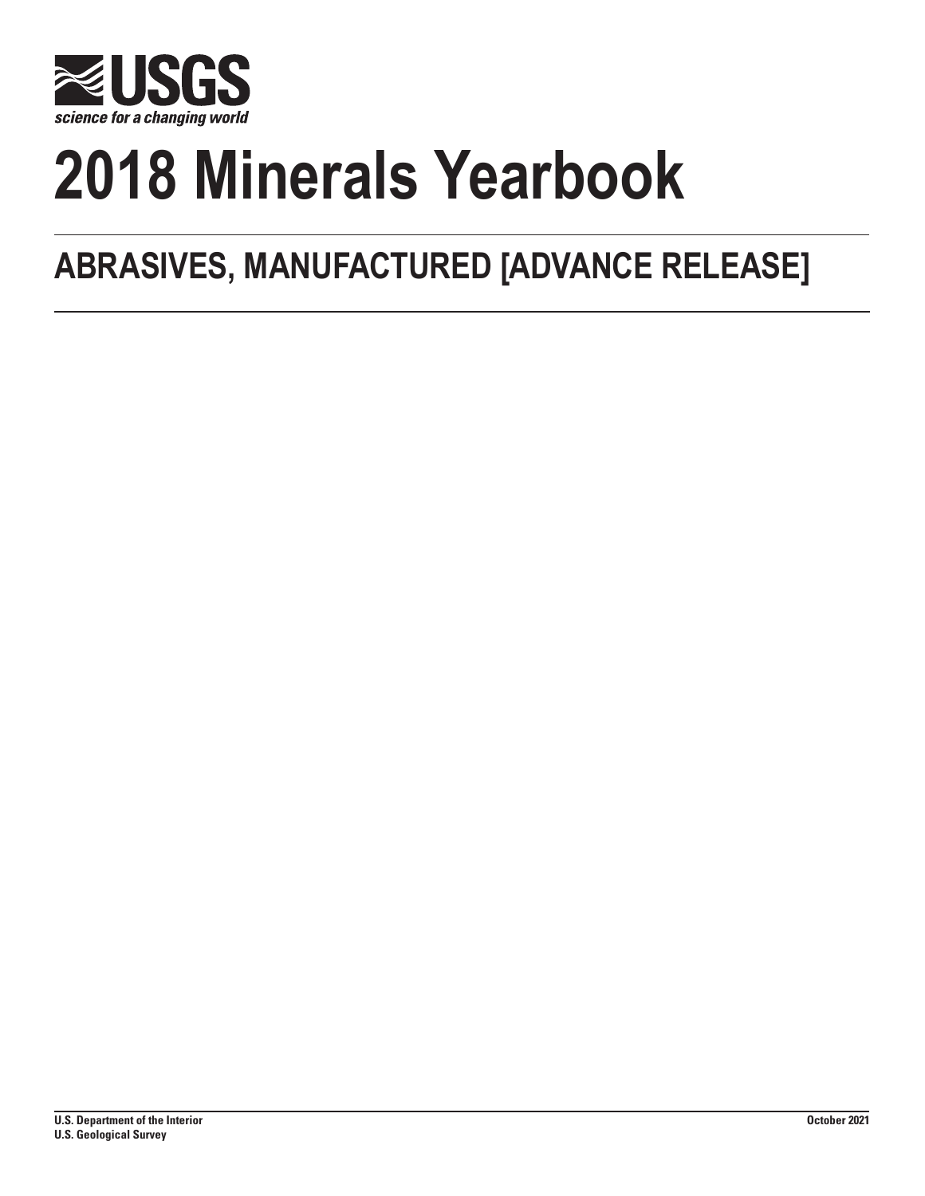**USGS**

*science for a changing world*

# 2018 Minerals Yearbook

## ABRASIVES, MANUFACTURED [ADVANCE RELEASE]

**U.S. Department of the Interior**
**U.S. Geological Survey**

**October 2021**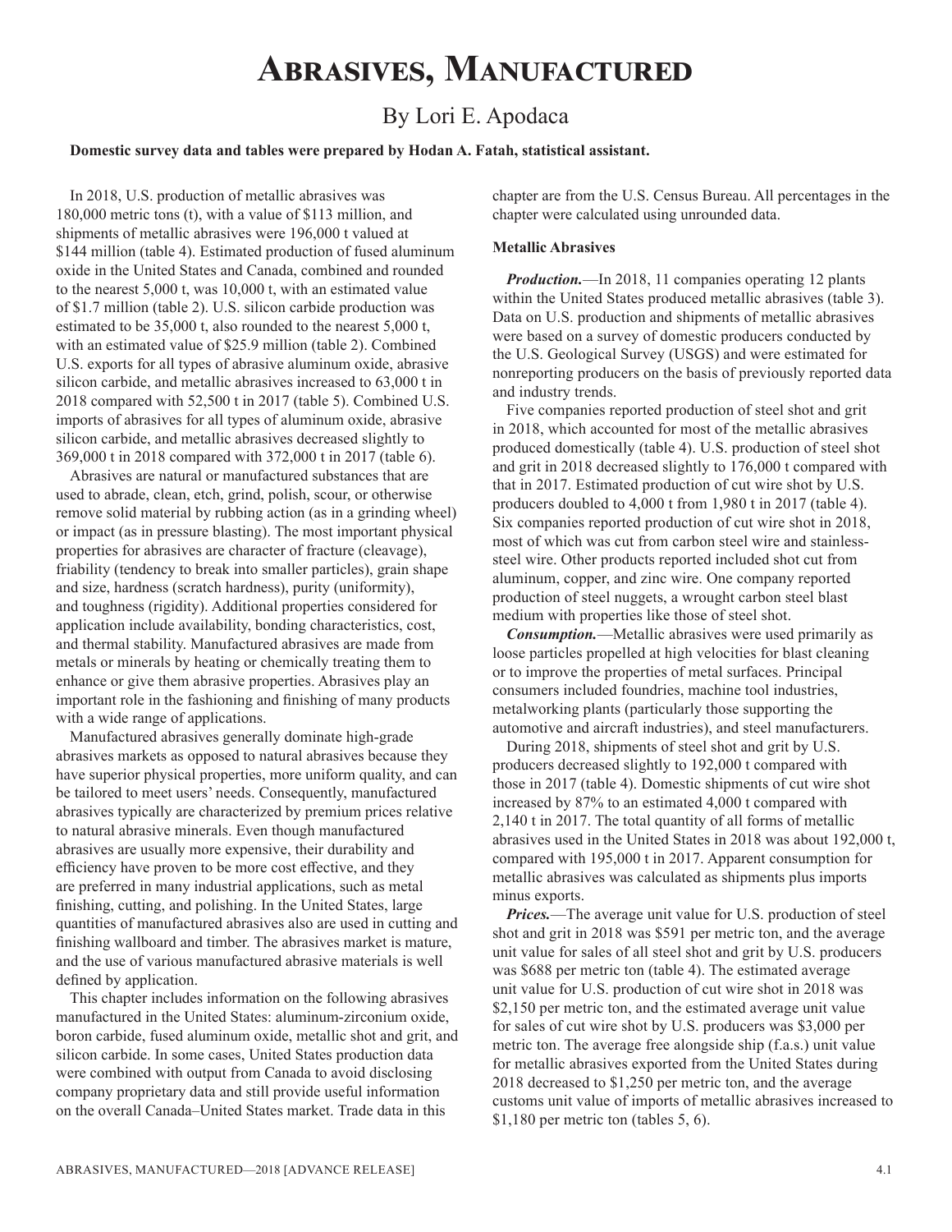# Abrasives, Manufactured

By Lori E. Apodaca

**Domestic survey data and tables were prepared by Hodan A. Fatah, statistical assistant.**

In 2018, U.S. production of metallic abrasives was 180,000 metric tons (t), with a value of $113 million, and shipments of metallic abrasives were 196,000 t valued at $144 million (table 4). Estimated production of fused aluminum oxide in the United States and Canada, combined and rounded to the nearest 5,000 t, was 10,000 t, with an estimated value of $1.7 million (table 2). U.S. silicon carbide production was estimated to be 35,000 t, also rounded to the nearest 5,000 t, with an estimated value of $25.9 million (table 2). Combined U.S. exports for all types of abrasive aluminum oxide, abrasive silicon carbide, and metallic abrasives increased to 63,000 t in 2018 compared with 52,500 t in 2017 (table 5). Combined U.S. imports of abrasives for all types of aluminum oxide, abrasive silicon carbide, and metallic abrasives decreased slightly to 369,000 t in 2018 compared with 372,000 t in 2017 (table 6).

Abrasives are natural or manufactured substances that are used to abrade, clean, etch, grind, polish, scour, or otherwise remove solid material by rubbing action (as in a grinding wheel) or impact (as in pressure blasting). The most important physical properties for abrasives are character of fracture (cleavage), friability (tendency to break into smaller particles), grain shape and size, hardness (scratch hardness), purity (uniformity), and toughness (rigidity). Additional properties considered for application include availability, bonding characteristics, cost, and thermal stability. Manufactured abrasives are made from metals or minerals by heating or chemically treating them to enhance or give them abrasive properties. Abrasives play an important role in the fashioning and finishing of many products with a wide range of applications.

Manufactured abrasives generally dominate high-grade abrasives markets as opposed to natural abrasives because they have superior physical properties, more uniform quality, and can be tailored to meet users' needs. Consequently, manufactured abrasives typically are characterized by premium prices relative to natural abrasive minerals. Even though manufactured abrasives are usually more expensive, their durability and efficiency have proven to be more cost effective, and they are preferred in many industrial applications, such as metal finishing, cutting, and polishing. In the United States, large quantities of manufactured abrasives also are used in cutting and finishing wallboard and timber. The abrasives market is mature, and the use of various manufactured abrasive materials is well defined by application.

This chapter includes information on the following abrasives manufactured in the United States: aluminum-zirconium oxide, boron carbide, fused aluminum oxide, metallic shot and grit, and silicon carbide. In some cases, United States production data were combined with output from Canada to avoid disclosing company proprietary data and still provide useful information on the overall Canada–United States market. Trade data in this chapter are from the U.S. Census Bureau. All percentages in the chapter were calculated using unrounded data.

### Metallic Abrasives

***Production.***—In 2018, 11 companies operating 12 plants within the United States produced metallic abrasives (table 3). Data on U.S. production and shipments of metallic abrasives were based on a survey of domestic producers conducted by the U.S. Geological Survey (USGS) and were estimated for nonreporting producers on the basis of previously reported data and industry trends.

Five companies reported production of steel shot and grit in 2018, which accounted for most of the metallic abrasives produced domestically (table 4). U.S. production of steel shot and grit in 2018 decreased slightly to 176,000 t compared with that in 2017. Estimated production of cut wire shot by U.S. producers doubled to 4,000 t from 1,980 t in 2017 (table 4). Six companies reported production of cut wire shot in 2018, most of which was cut from carbon steel wire and stainless-steel wire. Other products reported included shot cut from aluminum, copper, and zinc wire. One company reported production of steel nuggets, a wrought carbon steel blast medium with properties like those of steel shot.

***Consumption.***—Metallic abrasives were used primarily as loose particles propelled at high velocities for blast cleaning or to improve the properties of metal surfaces. Principal consumers included foundries, machine tool industries, metalworking plants (particularly those supporting the automotive and aircraft industries), and steel manufacturers.

During 2018, shipments of steel shot and grit by U.S. producers decreased slightly to 192,000 t compared with those in 2017 (table 4). Domestic shipments of cut wire shot increased by 87% to an estimated 4,000 t compared with 2,140 t in 2017. The total quantity of all forms of metallic abrasives used in the United States in 2018 was about 192,000 t, compared with 195,000 t in 2017. Apparent consumption for metallic abrasives was calculated as shipments plus imports minus exports.

***Prices.***—The average unit value for U.S. production of steel shot and grit in 2018 was $591 per metric ton, and the average unit value for sales of all steel shot and grit by U.S. producers was $688 per metric ton (table 4). The estimated average unit value for U.S. production of cut wire shot in 2018 was $2,150 per metric ton, and the estimated average unit value for sales of cut wire shot by U.S. producers was $3,000 per metric ton. The average free alongside ship (f.a.s.) unit value for metallic abrasives exported from the United States during 2018 decreased to $1,250 per metric ton, and the average customs unit value of imports of metallic abrasives increased to $1,180 per metric ton (tables 5, 6).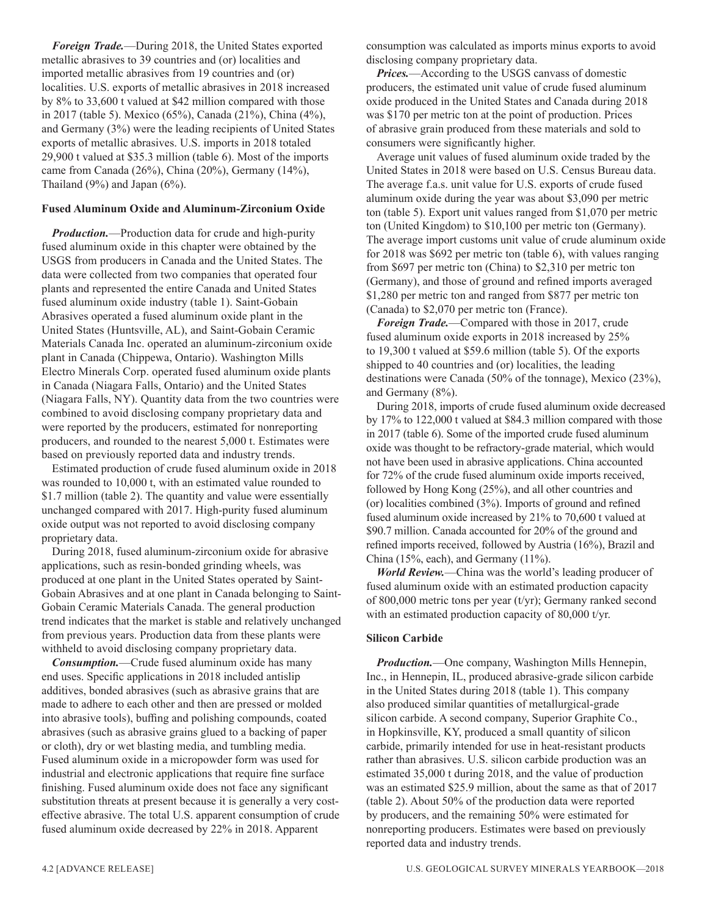*Foreign Trade.*—During 2018, the United States exported metallic abrasives to 39 countries and (or) localities and imported metallic abrasives from 19 countries and (or) localities. U.S. exports of metallic abrasives in 2018 increased by 8% to 33,600 t valued at $42 million compared with those in 2017 (table 5). Mexico (65%), Canada (21%), China (4%), and Germany (3%) were the leading recipients of United States exports of metallic abrasives. U.S. imports in 2018 totaled 29,900 t valued at $35.3 million (table 6). Most of the imports came from Canada (26%), China (20%), Germany (14%), Thailand (9%) and Japan (6%).

### Fused Aluminum Oxide and Aluminum-Zirconium Oxide

*Production.*—Production data for crude and high-purity fused aluminum oxide in this chapter were obtained by the USGS from producers in Canada and the United States. The data were collected from two companies that operated four plants and represented the entire Canada and United States fused aluminum oxide industry (table 1). Saint-Gobain Abrasives operated a fused aluminum oxide plant in the United States (Huntsville, AL), and Saint-Gobain Ceramic Materials Canada Inc. operated an aluminum-zirconium oxide plant in Canada (Chippewa, Ontario). Washington Mills Electro Minerals Corp. operated fused aluminum oxide plants in Canada (Niagara Falls, Ontario) and the United States (Niagara Falls, NY). Quantity data from the two countries were combined to avoid disclosing company proprietary data and were reported by the producers, estimated for nonreporting producers, and rounded to the nearest 5,000 t. Estimates were based on previously reported data and industry trends.

Estimated production of crude fused aluminum oxide in 2018 was rounded to 10,000 t, with an estimated value rounded to $1.7 million (table 2). The quantity and value were essentially unchanged compared with 2017. High-purity fused aluminum oxide output was not reported to avoid disclosing company proprietary data.

During 2018, fused aluminum-zirconium oxide for abrasive applications, such as resin-bonded grinding wheels, was produced at one plant in the United States operated by Saint-Gobain Abrasives and at one plant in Canada belonging to Saint-Gobain Ceramic Materials Canada. The general production trend indicates that the market is stable and relatively unchanged from previous years. Production data from these plants were withheld to avoid disclosing company proprietary data.

*Consumption.*—Crude fused aluminum oxide has many end uses. Specific applications in 2018 included antislip additives, bonded abrasives (such as abrasive grains that are made to adhere to each other and then are pressed or molded into abrasive tools), buffing and polishing compounds, coated abrasives (such as abrasive grains glued to a backing of paper or cloth), dry or wet blasting media, and tumbling media. Fused aluminum oxide in a micropowder form was used for industrial and electronic applications that require fine surface finishing. Fused aluminum oxide does not face any significant substitution threats at present because it is generally a very cost-effective abrasive. The total U.S. apparent consumption of crude fused aluminum oxide decreased by 22% in 2018. Apparent consumption was calculated as imports minus exports to avoid disclosing company proprietary data.

*Prices.*—According to the USGS canvass of domestic producers, the estimated unit value of crude fused aluminum oxide produced in the United States and Canada during 2018 was $170 per metric ton at the point of production. Prices of abrasive grain produced from these materials and sold to consumers were significantly higher.

Average unit values of fused aluminum oxide traded by the United States in 2018 were based on U.S. Census Bureau data. The average f.a.s. unit value for U.S. exports of crude fused aluminum oxide during the year was about $3,090 per metric ton (table 5). Export unit values ranged from $1,070 per metric ton (United Kingdom) to $10,100 per metric ton (Germany). The average import customs unit value of crude aluminum oxide for 2018 was $692 per metric ton (table 6), with values ranging from $697 per metric ton (China) to $2,310 per metric ton (Germany), and those of ground and refined imports averaged $1,280 per metric ton and ranged from $877 per metric ton (Canada) to $2,070 per metric ton (France).

*Foreign Trade.*—Compared with those in 2017, crude fused aluminum oxide exports in 2018 increased by 25% to 19,300 t valued at $59.6 million (table 5). Of the exports shipped to 40 countries and (or) localities, the leading destinations were Canada (50% of the tonnage), Mexico (23%), and Germany (8%).

During 2018, imports of crude fused aluminum oxide decreased by 17% to 122,000 t valued at $84.3 million compared with those in 2017 (table 6). Some of the imported crude fused aluminum oxide was thought to be refractory-grade material, which would not have been used in abrasive applications. China accounted for 72% of the crude fused aluminum oxide imports received, followed by Hong Kong (25%), and all other countries and (or) localities combined (3%). Imports of ground and refined fused aluminum oxide increased by 21% to 70,600 t valued at $90.7 million. Canada accounted for 20% of the ground and refined imports received, followed by Austria (16%), Brazil and China (15%, each), and Germany (11%).

*World Review.*—China was the world's leading producer of fused aluminum oxide with an estimated production capacity of 800,000 metric tons per year (t/yr); Germany ranked second with an estimated production capacity of 80,000 t/yr.

### Silicon Carbide

*Production.*—One company, Washington Mills Hennepin, Inc., in Hennepin, IL, produced abrasive-grade silicon carbide in the United States during 2018 (table 1). This company also produced similar quantities of metallurgical-grade silicon carbide. A second company, Superior Graphite Co., in Hopkinsville, KY, produced a small quantity of silicon carbide, primarily intended for use in heat-resistant products rather than abrasives. U.S. silicon carbide production was an estimated 35,000 t during 2018, and the value of production was an estimated $25.9 million, about the same as that of 2017 (table 2). About 50% of the production data were reported by producers, and the remaining 50% were estimated for nonreporting producers. Estimates were based on previously reported data and industry trends.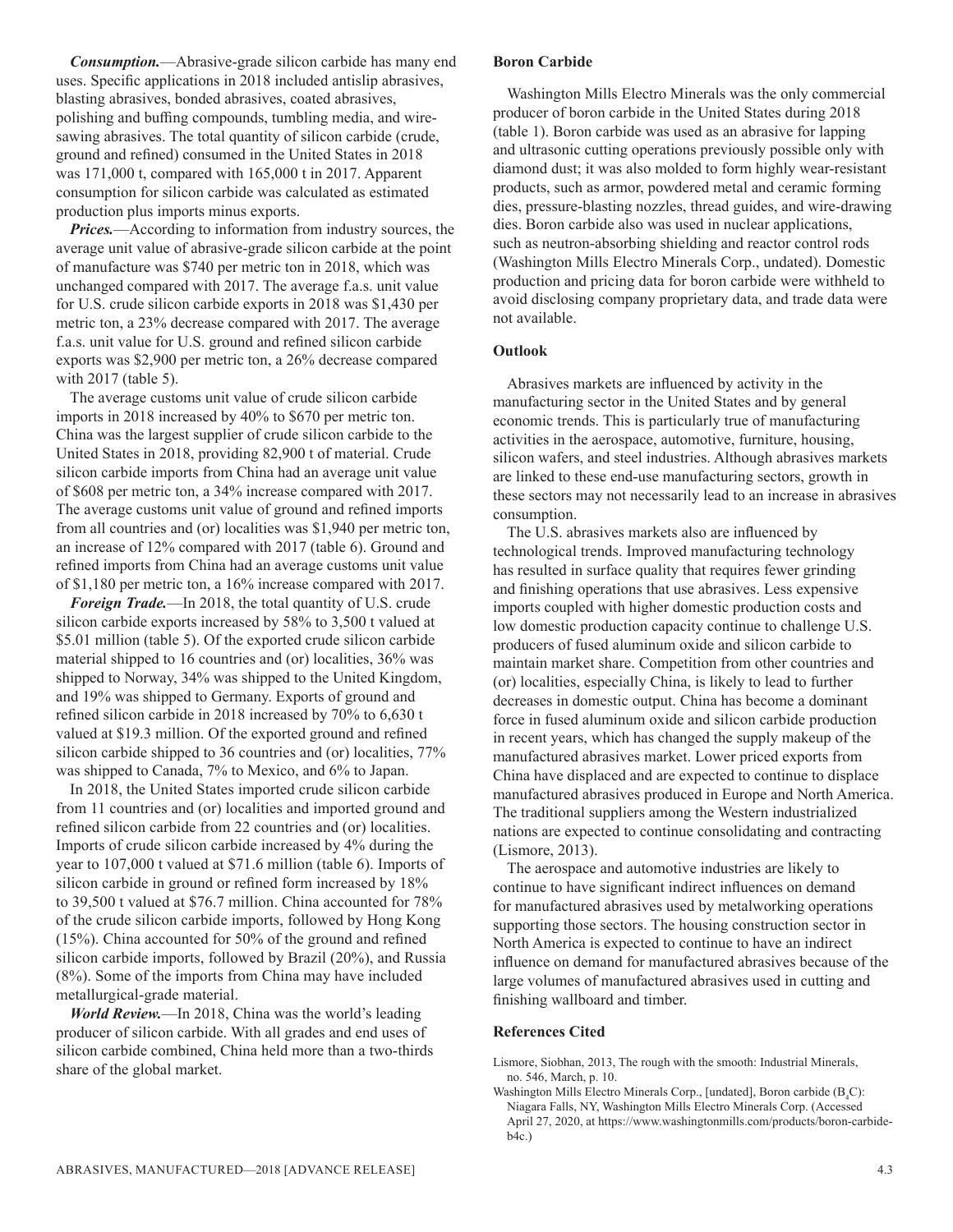*Consumption.*—Abrasive-grade silicon carbide has many end uses. Specific applications in 2018 included antislip abrasives, blasting abrasives, bonded abrasives, coated abrasives, polishing and buffing compounds, tumbling media, and wire-sawing abrasives. The total quantity of silicon carbide (crude, ground and refined) consumed in the United States in 2018 was 171,000 t, compared with 165,000 t in 2017. Apparent consumption for silicon carbide was calculated as estimated production plus imports minus exports.

*Prices.*—According to information from industry sources, the average unit value of abrasive-grade silicon carbide at the point of manufacture was $740 per metric ton in 2018, which was unchanged compared with 2017. The average f.a.s. unit value for U.S. crude silicon carbide exports in 2018 was $1,430 per metric ton, a 23% decrease compared with 2017. The average f.a.s. unit value for U.S. ground and refined silicon carbide exports was $2,900 per metric ton, a 26% decrease compared with 2017 (table 5).

The average customs unit value of crude silicon carbide imports in 2018 increased by 40% to $670 per metric ton. China was the largest supplier of crude silicon carbide to the United States in 2018, providing 82,900 t of material. Crude silicon carbide imports from China had an average unit value of $608 per metric ton, a 34% increase compared with 2017. The average customs unit value of ground and refined imports from all countries and (or) localities was $1,940 per metric ton, an increase of 12% compared with 2017 (table 6). Ground and refined imports from China had an average customs unit value of $1,180 per metric ton, a 16% increase compared with 2017.

*Foreign Trade.*—In 2018, the total quantity of U.S. crude silicon carbide exports increased by 58% to 3,500 t valued at $5.01 million (table 5). Of the exported crude silicon carbide material shipped to 16 countries and (or) localities, 36% was shipped to Norway, 34% was shipped to the United Kingdom, and 19% was shipped to Germany. Exports of ground and refined silicon carbide in 2018 increased by 70% to 6,630 t valued at $19.3 million. Of the exported ground and refined silicon carbide shipped to 36 countries and (or) localities, 77% was shipped to Canada, 7% to Mexico, and 6% to Japan.

In 2018, the United States imported crude silicon carbide from 11 countries and (or) localities and imported ground and refined silicon carbide from 22 countries and (or) localities. Imports of crude silicon carbide increased by 4% during the year to 107,000 t valued at $71.6 million (table 6). Imports of silicon carbide in ground or refined form increased by 18% to 39,500 t valued at $76.7 million. China accounted for 78% of the crude silicon carbide imports, followed by Hong Kong (15%). China accounted for 50% of the ground and refined silicon carbide imports, followed by Brazil (20%), and Russia (8%). Some of the imports from China may have included metallurgical-grade material.

*World Review.*—In 2018, China was the world's leading producer of silicon carbide. With all grades and end uses of silicon carbide combined, China held more than a two-thirds share of the global market.

### Boron Carbide

Washington Mills Electro Minerals was the only commercial producer of boron carbide in the United States during 2018 (table 1). Boron carbide was used as an abrasive for lapping and ultrasonic cutting operations previously possible only with diamond dust; it was also molded to form highly wear-resistant products, such as armor, powdered metal and ceramic forming dies, pressure-blasting nozzles, thread guides, and wire-drawing dies. Boron carbide also was used in nuclear applications, such as neutron-absorbing shielding and reactor control rods (Washington Mills Electro Minerals Corp., undated). Domestic production and pricing data for boron carbide were withheld to avoid disclosing company proprietary data, and trade data were not available.

### Outlook

Abrasives markets are influenced by activity in the manufacturing sector in the United States and by general economic trends. This is particularly true of manufacturing activities in the aerospace, automotive, furniture, housing, silicon wafers, and steel industries. Although abrasives markets are linked to these end-use manufacturing sectors, growth in these sectors may not necessarily lead to an increase in abrasives consumption.

The U.S. abrasives markets also are influenced by technological trends. Improved manufacturing technology has resulted in surface quality that requires fewer grinding and finishing operations that use abrasives. Less expensive imports coupled with higher domestic production costs and low domestic production capacity continue to challenge U.S. producers of fused aluminum oxide and silicon carbide to maintain market share. Competition from other countries and (or) localities, especially China, is likely to lead to further decreases in domestic output. China has become a dominant force in fused aluminum oxide and silicon carbide production in recent years, which has changed the supply makeup of the manufactured abrasives market. Lower priced exports from China have displaced and are expected to continue to displace manufactured abrasives produced in Europe and North America. The traditional suppliers among the Western industrialized nations are expected to continue consolidating and contracting (Lismore, 2013).

The aerospace and automotive industries are likely to continue to have significant indirect influences on demand for manufactured abrasives used by metalworking operations supporting those sectors. The housing construction sector in North America is expected to continue to have an indirect influence on demand for manufactured abrasives because of the large volumes of manufactured abrasives used in cutting and finishing wallboard and timber.

### References Cited

Lismore, Siobhan, 2013, The rough with the smooth: Industrial Minerals, no. 546, March, p. 10.

Washington Mills Electro Minerals Corp., [undated], Boron carbide ($B_4C$): Niagara Falls, NY, Washington Mills Electro Minerals Corp. (Accessed April 27, 2020, at https://www.washingtonmills.com/products/boron-carbide-b4c.)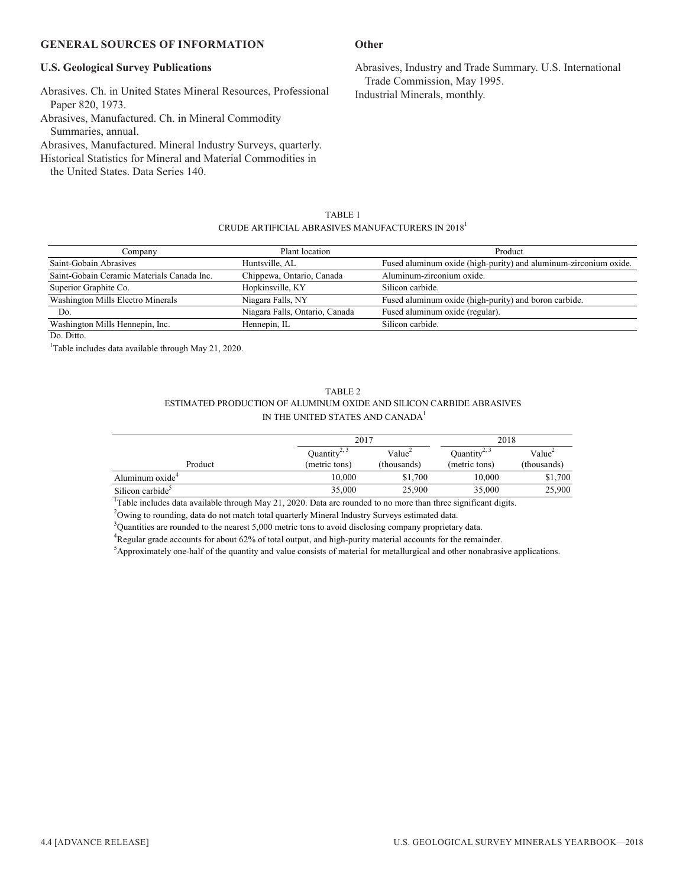## GENERAL SOURCES OF INFORMATION

### U.S. Geological Survey Publications

Abrasives. Ch. in United States Mineral Resources, Professional Paper 820, 1973.

Abrasives, Manufactured. Ch. in Mineral Commodity Summaries, annual.

Abrasives, Manufactured. Mineral Industry Surveys, quarterly.

Historical Statistics for Mineral and Material Commodities in the United States. Data Series 140.

### Other

Abrasives, Industry and Trade Summary. U.S. International Trade Commission, May 1995.

Industrial Minerals, monthly.

TABLE 1
CRUDE ARTIFICIAL ABRASIVES MANUFACTURERS IN 2018[1]

| Company | Plant location | Product |
|---|---|---|
| Saint-Gobain Abrasives | Huntsville, AL | Fused aluminum oxide (high-purity) and aluminum-zirconium oxide. |
| Saint-Gobain Ceramic Materials Canada Inc. | Chippewa, Ontario, Canada | Aluminum-zirconium oxide. |
| Superior Graphite Co. | Hopkinsville, KY | Silicon carbide. |
| Washington Mills Electro Minerals | Niagara Falls, NY | Fused aluminum oxide (high-purity) and boron carbide. |
| Do. | Niagara Falls, Ontario, Canada | Fused aluminum oxide (regular). |
| Washington Mills Hennepin, Inc. | Hennepin, IL | Silicon carbide. |

Do. Ditto.

[1]Table includes data available through May 21, 2020.

TABLE 2
ESTIMATED PRODUCTION OF ALUMINUM OXIDE AND SILICON CARBIDE ABRASIVES IN THE UNITED STATES AND CANADA[1]

| | 2017 | | 2018 | |
|---|---|---|---|---|
| Product | Quantity[2, 3] (metric tons) | Value[2] (thousands) | Quantity[2, 3] (metric tons) | Value[2] (thousands) |
| Aluminum oxide[4] | 10,000 | $1,700 | 10,000 | $1,700 |
| Silicon carbide[5] | 35,000 | 25,900 | 35,000 | 25,900 |

[1]Table includes data available through May 21, 2020. Data are rounded to no more than three significant digits.

[2]Owing to rounding, data do not match total quarterly Mineral Industry Surveys estimated data.

[3]Quantities are rounded to the nearest 5,000 metric tons to avoid disclosing company proprietary data.

[4]Regular grade accounts for about 62% of total output, and high-purity material accounts for the remainder.

[5]Approximately one-half of the quantity and value consists of material for metallurgical and other nonabrasive applications.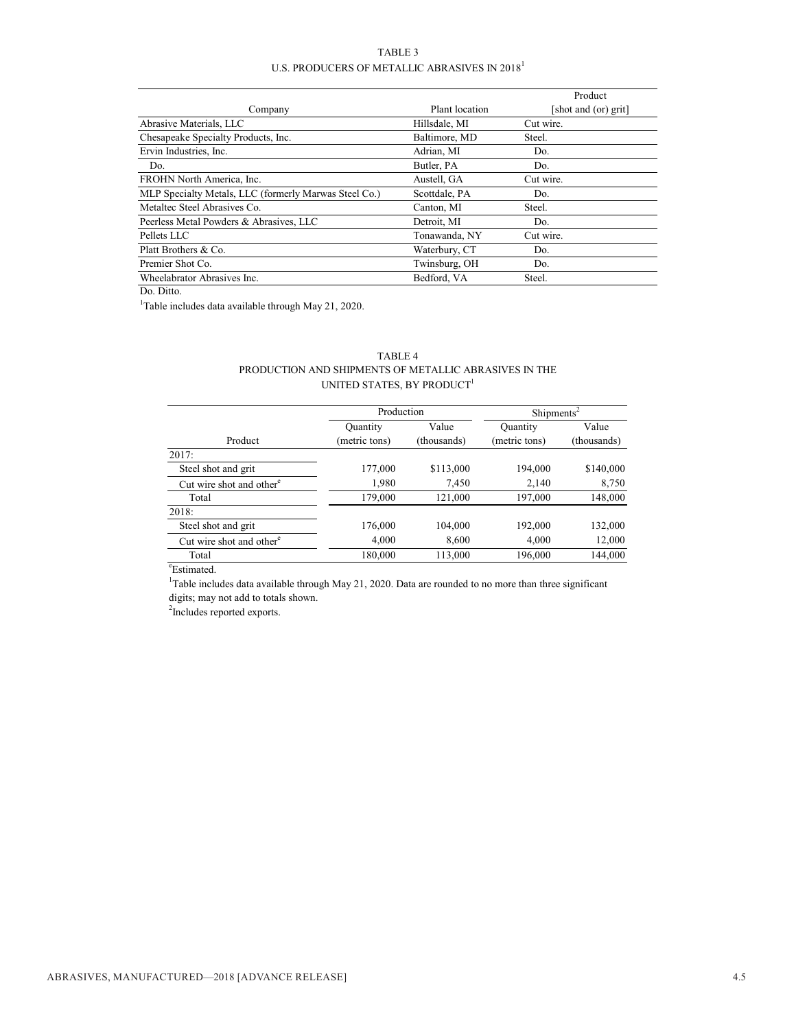TABLE 3
U.S. PRODUCERS OF METALLIC ABRASIVES IN 2018[1]

| Company | Plant location | Product [shot and (or) grit] |
|---|---|---|
| Abrasive Materials, LLC | Hillsdale, MI | Cut wire. |
| Chesapeake Specialty Products, Inc. | Baltimore, MD | Steel. |
| Ervin Industries, Inc. | Adrian, MI | Do. |
| Do. | Butler, PA | Do. |
| FROHN North America, Inc. | Austell, GA | Cut wire. |
| MLP Specialty Metals, LLC (formerly Marwas Steel Co.) | Scottdale, PA | Do. |
| Metaltec Steel Abrasives Co. | Canton, MI | Steel. |
| Peerless Metal Powders & Abrasives, LLC | Detroit, MI | Do. |
| Pellets LLC | Tonawanda, NY | Cut wire. |
| Platt Brothers & Co. | Waterbury, CT | Do. |
| Premier Shot Co. | Twinsburg, OH | Do. |
| Wheelabrator Abrasives Inc. | Bedford, VA | Steel. |

Do. Ditto.

[1]Table includes data available through May 21, 2020.

TABLE 4
PRODUCTION AND SHIPMENTS OF METALLIC ABRASIVES IN THE UNITED STATES, BY PRODUCT[1]

| | Production | | Shipments[2] | |
|---|---|---|---|---|
| Product | Quantity (metric tons) | Value (thousands) | Quantity (metric tons) | Value (thousands) |
| 2017: | | | | |
| Steel shot and grit | 177,000 | $113,000 | 194,000 | $140,000 |
| Cut wire shot and other[e] | 1,980 | 7,450 | 2,140 | 8,750 |
| Total | 179,000 | 121,000 | 197,000 | 148,000 |
| 2018: | | | | |
| Steel shot and grit | 176,000 | 104,000 | 192,000 | 132,000 |
| Cut wire shot and other[e] | 4,000 | 8,600 | 4,000 | 12,000 |
| Total | 180,000 | 113,000 | 196,000 | 144,000 |

[e]Estimated.

[1]Table includes data available through May 21, 2020. Data are rounded to no more than three significant digits; may not add to totals shown.

[2]Includes reported exports.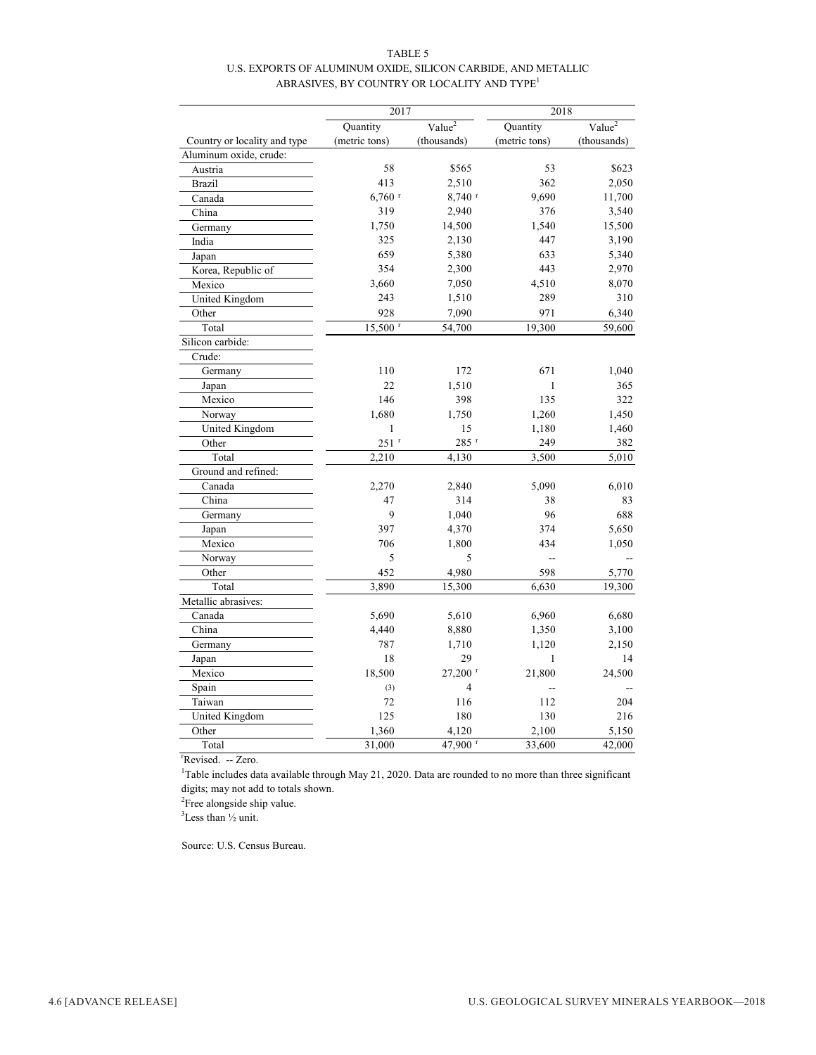TABLE 5

U.S. EXPORTS OF ALUMINUM OXIDE, SILICON CARBIDE, AND METALLIC ABRASIVES, BY COUNTRY OR LOCALITY AND TYPE[1]

| | 2017 | | 2018 | |
|---|---|---|---|---|
| Country or locality and type | Quantity (metric tons) | Value[2] (thousands) | Quantity (metric tons) | Value[2] (thousands) |
| Aluminum oxide, crude: | | | | |
| Austria | 58 | $565 | 53 | $623 |
| Brazil | 413 | 2,510 | 362 | 2,050 |
| Canada | 6,760 r | 8,740 r | 9,690 | 11,700 |
| China | 319 | 2,940 | 376 | 3,540 |
| Germany | 1,750 | 14,500 | 1,540 | 15,500 |
| India | 325 | 2,130 | 447 | 3,190 |
| Japan | 659 | 5,380 | 633 | 5,340 |
| Korea, Republic of | 354 | 2,300 | 443 | 2,970 |
| Mexico | 3,660 | 7,050 | 4,510 | 8,070 |
| United Kingdom | 243 | 1,510 | 289 | 310 |
| Other | 928 | 7,090 | 971 | 6,340 |
| Total | 15,500 r | 54,700 | 19,300 | 59,600 |
| Silicon carbide: | | | | |
| Crude: | | | | |
| Germany | 110 | 172 | 671 | 1,040 |
| Japan | 22 | 1,510 | 1 | 365 |
| Mexico | 146 | 398 | 135 | 322 |
| Norway | 1,680 | 1,750 | 1,260 | 1,450 |
| United Kingdom | 1 | 15 | 1,180 | 1,460 |
| Other | 251 r | 285 r | 249 | 382 |
| Total | 2,210 | 4,130 | 3,500 | 5,010 |
| Ground and refined: | | | | |
| Canada | 2,270 | 2,840 | 5,090 | 6,010 |
| China | 47 | 314 | 38 | 83 |
| Germany | 9 | 1,040 | 96 | 688 |
| Japan | 397 | 4,370 | 374 | 5,650 |
| Mexico | 706 | 1,800 | 434 | 1,050 |
| Norway | 5 | 5 | -- | -- |
| Other | 452 | 4,980 | 598 | 5,770 |
| Total | 3,890 | 15,300 | 6,630 | 19,300 |
| Metallic abrasives: | | | | |
| Canada | 5,690 | 5,610 | 6,960 | 6,680 |
| China | 4,440 | 8,880 | 1,350 | 3,100 |
| Germany | 787 | 1,710 | 1,120 | 2,150 |
| Japan | 18 | 29 | 1 | 14 |
| Mexico | 18,500 | 27,200 r | 21,800 | 24,500 |
| Spain | (3) | 4 | -- | -- |
| Taiwan | 72 | 116 | 112 | 204 |
| United Kingdom | 125 | 180 | 130 | 216 |
| Other | 1,360 | 4,120 | 2,100 | 5,150 |
| Total | 31,000 | 47,900 r | 33,600 | 42,000 |

rRevised. -- Zero.

[1]Table includes data available through May 21, 2020. Data are rounded to no more than three significant digits; may not add to totals shown.

[2]Free alongside ship value.

[3]Less than ½ unit.

Source: U.S. Census Bureau.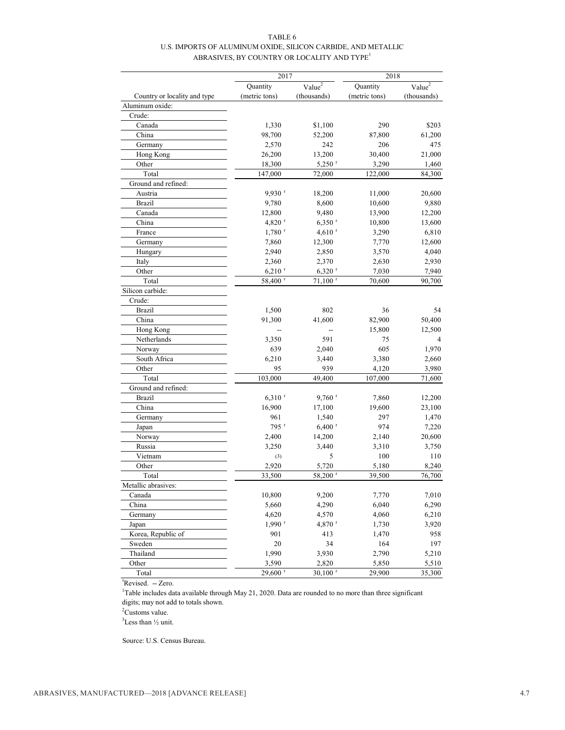TABLE 6

U.S. IMPORTS OF ALUMINUM OXIDE, SILICON CARBIDE, AND METALLIC ABRASIVES, BY COUNTRY OR LOCALITY AND TYPE[1]

| | 2017 | | 2018 | |
|---|---|---|---|---|
| Country or locality and type | Quantity (metric tons) | Value[2] (thousands) | Quantity (metric tons) | Value[2] (thousands) |
| Aluminum oxide: | | | | |
| Crude: | | | | |
| Canada | 1,330 | $1,100 | 290 | $203 |
| China | 98,700 | 52,200 | 87,800 | 61,200 |
| Germany | 2,570 | 242 | 206 | 475 |
| Hong Kong | 26,200 | 13,200 | 30,400 | 21,000 |
| Other | 18,300 | 5,250 r | 3,290 | 1,460 |
| Total | 147,000 | 72,000 | 122,000 | 84,300 |
| Ground and refined: | | | | |
| Austria | 9,930 r | 18,200 | 11,000 | 20,600 |
| Brazil | 9,780 | 8,600 | 10,600 | 9,880 |
| Canada | 12,800 | 9,480 | 13,900 | 12,200 |
| China | 4,820 r | 6,350 r | 10,800 | 13,600 |
| France | 1,780 r | 4,610 r | 3,290 | 6,810 |
| Germany | 7,860 | 12,300 | 7,770 | 12,600 |
| Hungary | 2,940 | 2,850 | 3,570 | 4,040 |
| Italy | 2,360 | 2,370 | 2,630 | 2,930 |
| Other | 6,210 r | 6,320 r | 7,030 | 7,940 |
| Total | 58,400 r | 71,100 r | 70,600 | 90,700 |
| Silicon carbide: | | | | |
| Crude: | | | | |
| Brazil | 1,500 | 802 | 36 | 54 |
| China | 91,300 | 41,600 | 82,900 | 50,400 |
| Hong Kong | -- | -- | 15,800 | 12,500 |
| Netherlands | 3,350 | 591 | 75 | 4 |
| Norway | 639 | 2,040 | 605 | 1,970 |
| South Africa | 6,210 | 3,440 | 3,380 | 2,660 |
| Other | 95 | 939 | 4,120 | 3,980 |
| Total | 103,000 | 49,400 | 107,000 | 71,600 |
| Ground and refined: | | | | |
| Brazil | 6,310 r | 9,760 r | 7,860 | 12,200 |
| China | 16,900 | 17,100 | 19,600 | 23,100 |
| Germany | 961 | 1,540 | 297 | 1,470 |
| Japan | 795 r | 6,400 r | 974 | 7,220 |
| Norway | 2,400 | 14,200 | 2,140 | 20,600 |
| Russia | 3,250 | 3,440 | 3,310 | 3,750 |
| Vietnam | (3) | 5 | 100 | 110 |
| Other | 2,920 | 5,720 | 5,180 | 8,240 |
| Total | 33,500 | 58,200 r | 39,500 | 76,700 |
| Metallic abrasives: | | | | |
| Canada | 10,800 | 9,200 | 7,770 | 7,010 |
| China | 5,660 | 4,290 | 6,040 | 6,290 |
| Germany | 4,620 | 4,570 | 4,060 | 6,210 |
| Japan | 1,990 r | 4,870 r | 1,730 | 3,920 |
| Korea, Republic of | 901 | 413 | 1,470 | 958 |
| Sweden | 20 | 34 | 164 | 197 |
| Thailand | 1,990 | 3,930 | 2,790 | 5,210 |
| Other | 3,590 | 2,820 | 5,850 | 5,510 |
| Total | 29,600 r | 30,100 r | 29,900 | 35,300 |

r Revised. -- Zero.

[1] Table includes data available through May 21, 2020. Data are rounded to no more than three significant digits; may not add to totals shown.

[2] Customs value.

[3] Less than ½ unit.

Source: U.S. Census Bureau.